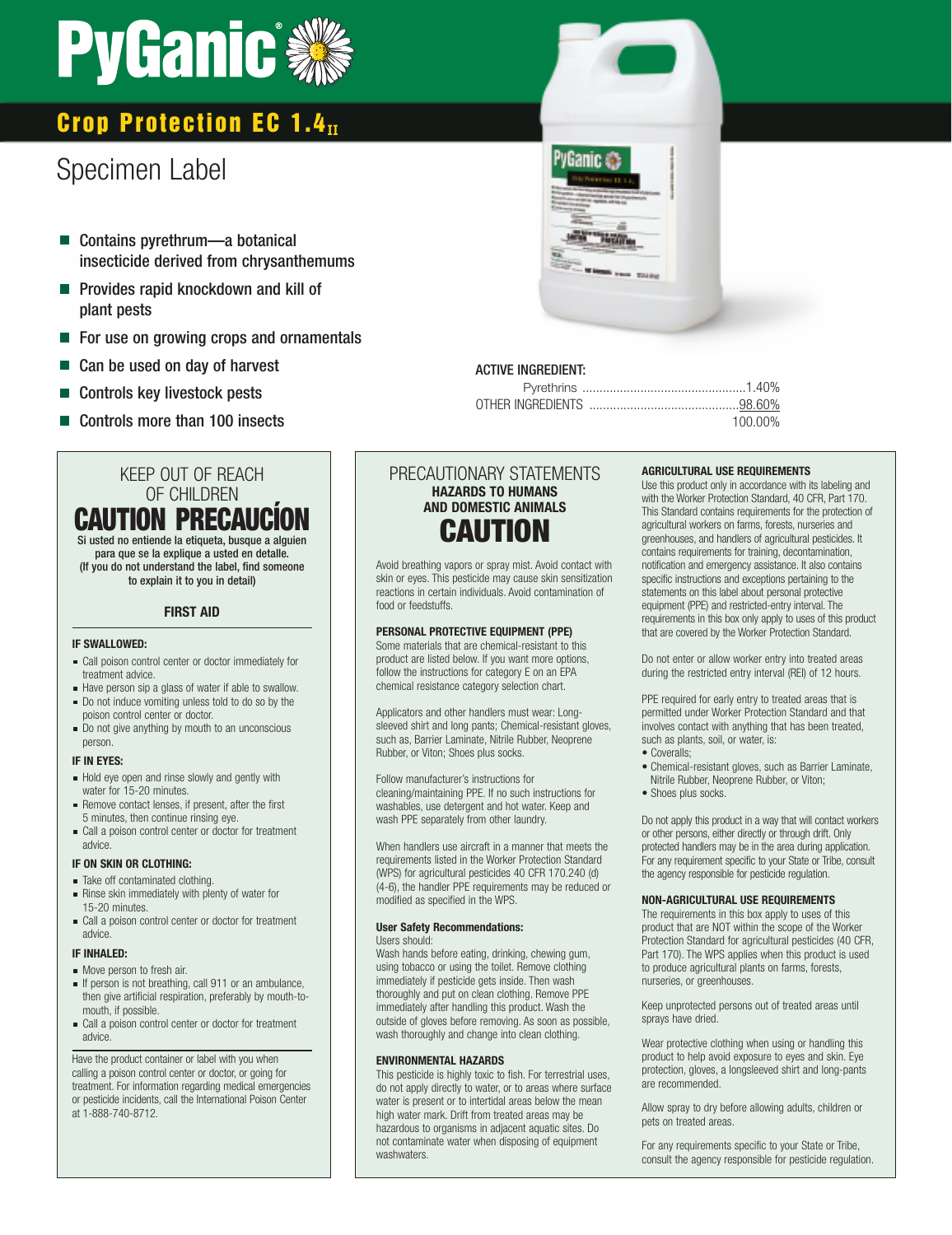# PyGanic®

## Crop Protection EC 1.4II

# Specimen Label

- Contains pyrethrum—a botanical insecticide derived from chrysanthemums
- Provides rapid knockdown and kill of plant pests
- For use on growing crops and ornamentals
- Can be used on day of harvest
- Controls key livestock pests
- Controls more than 100 insects

**ACTIVE INGREDIENT:**

| | |
|---|---|
| Pyrethrins | 1.40% |
| OTHER INGREDIENTS | 98.60% |
| | 100.00% |

## KEEP OUT OF REACH OF CHILDREN

# CAUTION PRECAUCÍON

**Si usted no entiende la etiqueta, busque a alguien para que se la explique a usted en detalle. (If you do not understand the label, find someone to explain it to you in detail)**

### FIRST AID

**IF SWALLOWED:**

- Call poison control center or doctor immediately for treatment advice.
- Have person sip a glass of water if able to swallow.
- Do not induce vomiting unless told to do so by the poison control center or doctor.
- Do not give anything by mouth to an unconscious person.

**IF IN EYES:**

- Hold eye open and rinse slowly and gently with water for 15-20 minutes.
- Remove contact lenses, if present, after the first 5 minutes, then continue rinsing eye.
- Call a poison control center or doctor for treatment advice.

**IF ON SKIN OR CLOTHING:**

- Take off contaminated clothing.
- Rinse skin immediately with plenty of water for 15-20 minutes.
- Call a poison control center or doctor for treatment advice.

**IF INHALED:**

- Move person to fresh air.
- If person is not breathing, call 911 or an ambulance, then give artificial respiration, preferably by mouth-to-mouth, if possible.
- Call a poison control center or doctor for treatment advice.

Have the product container or label with you when calling a poison control center or doctor, or going for treatment. For information regarding medical emergencies or pesticide incidents, call the International Poison Center at 1-888-740-8712.

## PRECAUTIONARY STATEMENTS

### HAZARDS TO HUMANS AND DOMESTIC ANIMALS

# CAUTION

Avoid breathing vapors or spray mist. Avoid contact with skin or eyes. This pesticide may cause skin sensitization reactions in certain individuals. Avoid contamination of food or feedstuffs.

**PERSONAL PROTECTIVE EQUIPMENT (PPE)**

Some materials that are chemical-resistant to this product are listed below. If you want more options, follow the instructions for category E on an EPA chemical resistance category selection chart.

Applicators and other handlers must wear: Long-sleeved shirt and long pants; Chemical-resistant gloves, such as, Barrier Laminate, Nitrile Rubber, Neoprene Rubber, or Viton; Shoes plus socks.

Follow manufacturer's instructions for cleaning/maintaining PPE. If no such instructions for washables, use detergent and hot water. Keep and wash PPE separately from other laundry.

When handlers use aircraft in a manner that meets the requirements listed in the Worker Protection Standard (WPS) for agricultural pesticides 40 CFR 170.240 (d) (4-6), the handler PPE requirements may be reduced or modified as specified in the WPS.

**User Safety Recommendations:**

Users should:

Wash hands before eating, drinking, chewing gum, using tobacco or using the toilet. Remove clothing immediately if pesticide gets inside. Then wash thoroughly and put on clean clothing. Remove PPE immediately after handling this product. Wash the outside of gloves before removing. As soon as possible, wash thoroughly and change into clean clothing.

**ENVIRONMENTAL HAZARDS**

This pesticide is highly toxic to fish. For terrestrial uses, do not apply directly to water, or to areas where surface water is present or to intertidal areas below the mean high water mark. Drift from treated areas may be hazardous to organisms in adjacent aquatic sites. Do not contaminate water when disposing of equipment washwaters.

**AGRICULTURAL USE REQUIREMENTS**

Use this product only in accordance with its labeling and with the Worker Protection Standard, 40 CFR, Part 170. This Standard contains requirements for the protection of agricultural workers on farms, forests, nurseries and greenhouses, and handlers of agricultural pesticides. It contains requirements for training, decontamination, notification and emergency assistance. It also contains specific instructions and exceptions pertaining to the statements on this label about personal protective equipment (PPE) and restricted-entry interval. The requirements in this box only apply to uses of this product that are covered by the Worker Protection Standard.

Do not enter or allow worker entry into treated areas during the restricted entry interval (REI) of 12 hours.

PPE required for early entry to treated areas that is permitted under Worker Protection Standard and that involves contact with anything that has been treated, such as plants, soil, or water, is:

- Coveralls;
- Chemical-resistant gloves, such as Barrier Laminate, Nitrile Rubber, Neoprene Rubber, or Viton;
- Shoes plus socks.

Do not apply this product in a way that will contact workers or other persons, either directly or through drift. Only protected handlers may be in the area during application. For any requirement specific to your State or Tribe, consult the agency responsible for pesticide regulation.

**NON-AGRICULTURAL USE REQUIREMENTS**

The requirements in this box apply to uses of this product that are NOT within the scope of the Worker Protection Standard for agricultural pesticides (40 CFR, Part 170). The WPS applies when this product is used to produce agricultural plants on farms, forests, nurseries, or greenhouses.

Keep unprotected persons out of treated areas until sprays have dried.

Wear protective clothing when using or handling this product to help avoid exposure to eyes and skin. Eye protection, gloves, a longsleeved shirt and long-pants are recommended.

Allow spray to dry before allowing adults, children or pets on treated areas.

For any requirements specific to your State or Tribe, consult the agency responsible for pesticide regulation.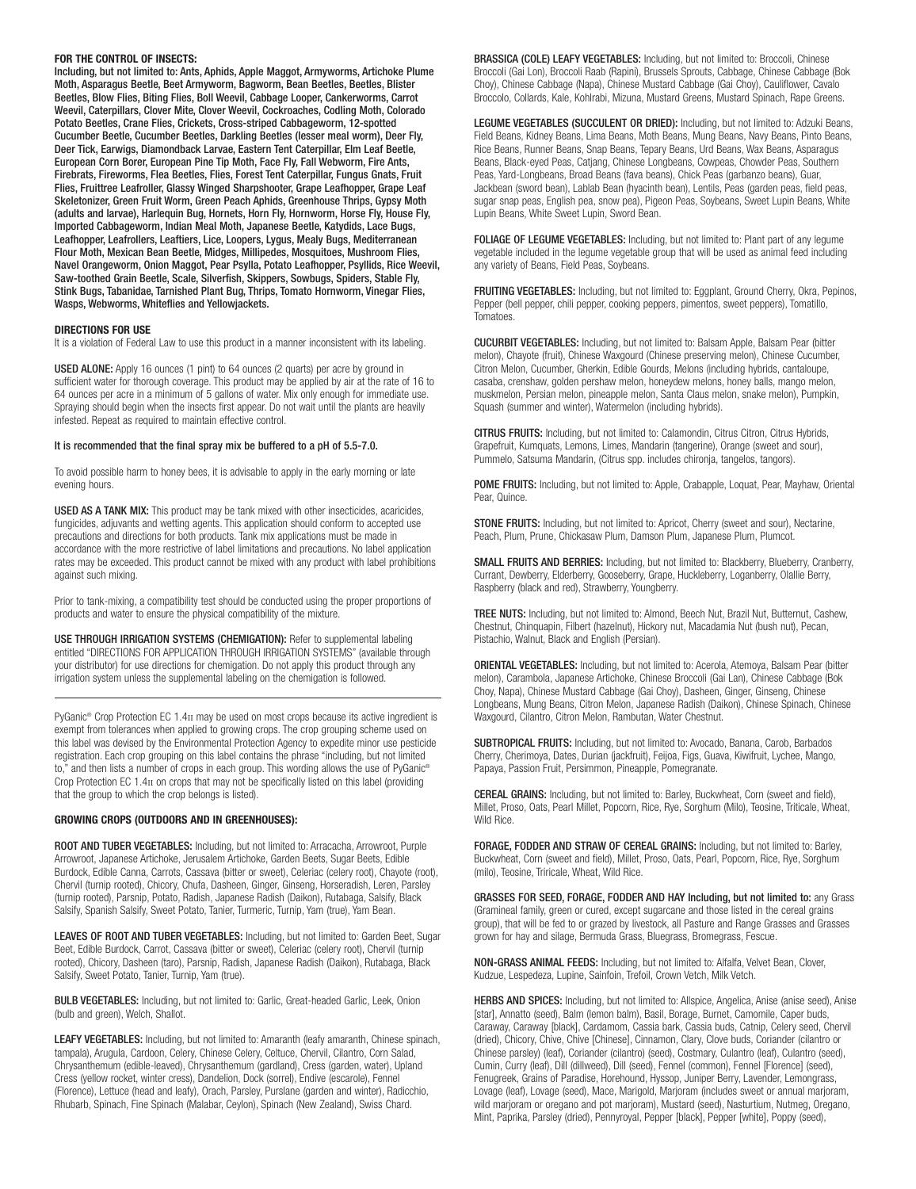**FOR THE CONTROL OF INSECTS:**

**Including, but not limited to: Ants, Aphids, Apple Maggot, Armyworms, Artichoke Plume Moth, Asparagus Beetle, Beet Armyworm, Bagworm, Bean Beetles, Beetles, Blister Beetles, Blow Flies, Biting Flies, Boll Weevil, Cabbage Looper, Cankerworms, Carrot Weevil, Caterpillars, Clover Mite, Clover Weevil, Cockroaches, Codling Moth, Colorado Potato Beetles, Crane Flies, Crickets, Cross-striped Cabbageworm, 12-spotted Cucumber Beetle, Cucumber Beetles, Darkling Beetles (lesser meal worm), Deer Fly, Deer Tick, Earwigs, Diamondback Larvae, Eastern Tent Caterpillar, Elm Leaf Beetle, European Corn Borer, European Pine Tip Moth, Face Fly, Fall Webworm, Fire Ants, Firebrats, Fireworms, Flea Beetles, Flies, Forest Tent Caterpillar, Fungus Gnats, Fruit Flies, Fruittree Leafroller, Glassy Winged Sharpshooter, Grape Leafhopper, Grape Leaf Skeletonizer, Green Fruit Worm, Green Peach Aphids, Greenhouse Thrips, Gypsy Moth (adults and larvae), Harlequin Bug, Hornets, Horn Fly, Hornworm, Horse Fly, House Fly, Imported Cabbageworm, Indian Meal Moth, Japanese Beetle, Katydids, Lace Bugs, Leafhopper, Leafrollers, Leaftiers, Lice, Loopers, Lygus, Mealy Bugs, Mediterranean Flour Moth, Mexican Bean Beetle, Midges, Millipedes, Mosquitoes, Mushroom Flies, Navel Orangeworm, Onion Maggot, Pear Psylla, Potato Leafhopper, Psyllids, Rice Weevil, Saw-toothed Grain Beetle, Scale, Silverfish, Skippers, Sowbugs, Spiders, Stable Fly, Stink Bugs, Tabanidae, Tarnished Plant Bug, Thrips, Tomato Hornworm, Vinegar Flies, Wasps, Webworms, Whiteflies and Yellowjackets.**

## DIRECTIONS FOR USE

It is a violation of Federal Law to use this product in a manner inconsistent with its labeling.

**USED ALONE:** Apply 16 ounces (1 pint) to 64 ounces (2 quarts) per acre by ground in sufficient water for thorough coverage. This product may be applied by air at the rate of 16 to 64 ounces per acre in a minimum of 5 gallons of water. Mix only enough for immediate use. Spraying should begin when the insects first appear. Do not wait until the plants are heavily infested. Repeat as required to maintain effective control.

**It is recommended that the final spray mix be buffered to a pH of 5.5-7.0.**

To avoid possible harm to honey bees, it is advisable to apply in the early morning or late evening hours.

**USED AS A TANK MIX:** This product may be tank mixed with other insecticides, acaricides, fungicides, adjuvants and wetting agents. This application should conform to accepted use precautions and directions for both products. Tank mix applications must be made in accordance with the more restrictive of label limitations and precautions. No label application rates may be exceeded. This product cannot be mixed with any product with label prohibitions against such mixing.

Prior to tank-mixing, a compatibility test should be conducted using the proper proportions of products and water to ensure the physical compatibility of the mixture.

**USE THROUGH IRRIGATION SYSTEMS (CHEMIGATION):** Refer to supplemental labeling entitled "DIRECTIONS FOR APPLICATION THROUGH IRRIGATION SYSTEMS" (available through your distributor) for use directions for chemigation. Do not apply this product through any irrigation system unless the supplemental labeling on the chemigation is followed.

---

PyGanic® Crop Protection EC 1.4II may be used on most crops because its active ingredient is exempt from tolerances when applied to growing crops. The crop grouping scheme used on this label was devised by the Environmental Protection Agency to expedite minor use pesticide registration. Each crop grouping on this label contains the phrase "including, but not limited to," and then lists a number of crops in each group. This wording allows the use of PyGanic® Crop Protection EC 1.4II on crops that may not be specifically listed on this label (providing that the group to which the crop belongs is listed).

## GROWING CROPS (OUTDOORS AND IN GREENHOUSES):

**ROOT AND TUBER VEGETABLES:** Including, but not limited to: Arracacha, Arrowroot, Purple Arrowroot, Japanese Artichoke, Jerusalem Artichoke, Garden Beets, Sugar Beets, Edible Burdock, Edible Canna, Carrots, Cassava (bitter or sweet), Celeriac (celery root), Chayote (root), Chervil (turnip rooted), Chicory, Chufa, Dasheen, Ginger, Ginseng, Horseradish, Leren, Parsley (turnip rooted), Parsnip, Potato, Radish, Japanese Radish (Daikon), Rutabaga, Salsify, Black Salsify, Spanish Salsify, Sweet Potato, Tanier, Turmeric, Turnip, Yam (true), Yam Bean.

**LEAVES OF ROOT AND TUBER VEGETABLES:** Including, but not limited to: Garden Beet, Sugar Beet, Edible Burdock, Carrot, Cassava (bitter or sweet), Celeriac (celery root), Chervil (turnip rooted), Chicory, Dasheen (taro), Parsnip, Radish, Japanese Radish (Daikon), Rutabaga, Black Salsify, Sweet Potato, Tanier, Turnip, Yam (true).

**BULB VEGETABLES:** Including, but not limited to: Garlic, Great-headed Garlic, Leek, Onion (bulb and green), Welch, Shallot.

**LEAFY VEGETABLES:** Including, but not limited to: Amaranth (leafy amaranth, Chinese spinach, tampala), Arugula, Cardoon, Celery, Chinese Celery, Celtuce, Chervil, Cilantro, Corn Salad, Chrysanthemum (edible-leaved), Chrysanthemum (gardland), Cress (garden, water), Upland Cress (yellow rocket, winter cress), Dandelion, Dock (sorrel), Endive (escarole), Fennel (Florence), Lettuce (head and leafy), Orach, Parsley, Purslane (garden and winter), Radicchio, Rhubarb, Spinach, Fine Spinach (Malabar, Ceylon), Spinach (New Zealand), Swiss Chard.

**BRASSICA (COLE) LEAFY VEGETABLES:** Including, but not limited to: Broccoli, Chinese Broccoli (Gai Lon), Broccoli Raab (Rapini), Brussels Sprouts, Cabbage, Chinese Cabbage (Bok Choy), Chinese Cabbage (Napa), Chinese Mustard Cabbage (Gai Choy), Cauliflower, Cavalo Broccolo, Collards, Kale, Kohlrabi, Mizuna, Mustard Greens, Mustard Spinach, Rape Greens.

**LEGUME VEGETABLES (SUCCULENT OR DRIED):** Including, but not limited to: Adzuki Beans, Field Beans, Kidney Beans, Lima Beans, Moth Beans, Mung Beans, Navy Beans, Pinto Beans, Rice Beans, Runner Beans, Snap Beans, Tepary Beans, Urd Beans, Wax Beans, Asparagus Beans, Black-eyed Peas, Catjang, Chinese Longbeans, Cowpeas, Chowder Peas, Southern Peas, Yard-Longbeans, Broad Beans (fava beans), Chick Peas (garbanzo beans), Guar, Jackbean (sword bean), Lablab Bean (hyacinth bean), Lentils, Peas (garden peas, field peas, sugar snap peas, English pea, snow pea), Pigeon Peas, Soybeans, Sweet Lupin Beans, White Lupin Beans, White Sweet Lupin, Sword Bean.

**FOLIAGE OF LEGUME VEGETABLES:** Including, but not limited to: Plant part of any legume vegetable included in the legume vegetable group that will be used as animal feed including any variety of Beans, Field Peas, Soybeans.

**FRUITING VEGETABLES:** Including, but not limited to: Eggplant, Ground Cherry, Okra, Pepinos, Pepper (bell pepper, chili pepper, cooking peppers, pimentos, sweet peppers), Tomatillo, Tomatoes.

**CUCURBIT VEGETABLES:** Including, but not limited to: Balsam Apple, Balsam Pear (bitter melon), Chayote (fruit), Chinese Waxgourd (Chinese preserving melon), Chinese Cucumber, Citron Melon, Cucumber, Gherkin, Edible Gourds, Melons (including hybrids, cantaloupe, casaba, crenshaw, golden pershaw melon, honeydew melons, honey balls, mango melon, muskmelon, Persian melon, pineapple melon, Santa Claus melon, snake melon), Pumpkin, Squash (summer and winter), Watermelon (including hybrids).

**CITRUS FRUITS:** Including, but not limited to: Calamondin, Citrus Citron, Citrus Hybrids, Grapefruit, Kumquats, Lemons, Limes, Mandarin (tangerine), Orange (sweet and sour), Pummelo, Satsuma Mandarin, (Citrus spp. includes chironja, tangelos, tangors).

**POME FRUITS:** Including, but not limited to: Apple, Crabapple, Loquat, Pear, Mayhaw, Oriental Pear, Quince.

**STONE FRUITS:** Including, but not limited to: Apricot, Cherry (sweet and sour), Nectarine, Peach, Plum, Prune, Chickasaw Plum, Damson Plum, Japanese Plum, Plumcot.

**SMALL FRUITS AND BERRIES:** Including, but not limited to: Blackberry, Blueberry, Cranberry, Currant, Dewberry, Elderberry, Gooseberry, Grape, Huckleberry, Loganberry, Olallie Berry, Raspberry (black and red), Strawberry, Youngberry.

**TREE NUTS:** Including, but not limited to: Almond, Beech Nut, Brazil Nut, Butternut, Cashew, Chestnut, Chinquapin, Filbert (hazelnut), Hickory nut, Macadamia Nut (bush nut), Pecan, Pistachio, Walnut, Black and English (Persian).

**ORIENTAL VEGETABLES:** Including, but not limited to: Acerola, Atemoya, Balsam Pear (bitter melon), Carambola, Japanese Artichoke, Chinese Broccoli (Gai Lan), Chinese Cabbage (Bok Choy, Napa), Chinese Mustard Cabbage (Gai Choy), Dasheen, Ginger, Ginseng, Chinese Longbeans, Mung Beans, Citron Melon, Japanese Radish (Daikon), Chinese Spinach, Chinese Waxgourd, Cilantro, Citron Melon, Rambutan, Water Chestnut.

**SUBTROPICAL FRUITS:** Including, but not limited to: Avocado, Banana, Carob, Barbados Cherry, Cherimoya, Dates, Durian (jackfruit), Feijoa, Figs, Guava, Kiwifruit, Lychee, Mango, Papaya, Passion Fruit, Persimmon, Pineapple, Pomegranate.

**CEREAL GRAINS:** Including, but not limited to: Barley, Buckwheat, Corn (sweet and field), Millet, Proso, Oats, Pearl Millet, Popcorn, Rice, Rye, Sorghum (Milo), Teosine, Triticale, Wheat, Wild Rice.

**FORAGE, FODDER AND STRAW OF CEREAL GRAINS:** Including, but not limited to: Barley, Buckwheat, Corn (sweet and field), Millet, Proso, Oats, Pearl, Popcorn, Rice, Rye, Sorghum (milo), Teosine, Tiricale, Wheat, Wild Rice.

**GRASSES FOR SEED, FORAGE, FODDER AND HAY Including, but not limited to:** any Grass (Gramineal family, green or cured, except sugarcane and those listed in the cereal grains group), that will be fed to or grazed by livestock, all Pasture and Range Grasses and Grasses grown for hay and silage, Bermuda Grass, Bluegrass, Bromegrass, Fescue.

**NON-GRASS ANIMAL FEEDS:** Including, but not limited to: Alfalfa, Velvet Bean, Clover, Kudzue, Lespedeza, Lupine, Sainfoin, Trefoil, Crown Vetch, Milk Vetch.

**HERBS AND SPICES:** Including, but not limited to: Allspice, Angelica, Anise (anise seed), Anise [star], Annatto (seed), Balm (lemon balm), Basil, Borage, Burnet, Camomile, Caper buds, Caraway, Caraway [black], Cardamom, Cassia bark, Cassia buds, Catnip, Celery seed, Chervil (dried), Chicory, Chive, Chive [Chinese], Cinnamon, Clary, Clove buds, Coriander (cilantro or Chinese parsley) (leaf), Coriander (cilantro) (seed), Costmary, Culantro (leaf), Culantro (seed), Cumin, Curry (leaf), Dill (dillweed), Dill (seed), Fennel (common), Fennel [Florence] (seed), Fenugreek, Grains of Paradise, Horehound, Hyssop, Juniper Berry, Lavender, Lemongrass, Lovage (leaf), Lovage (seed), Mace, Marigold, Marjoram (includes sweet or annual marjoram, wild marjoram or oregano and pot marjoram), Mustard (seed), Nasturtium, Nutmeg, Oregano, Mint, Paprika, Parsley (dried), Pennyroyal, Pepper [black], Pepper [white], Poppy (seed),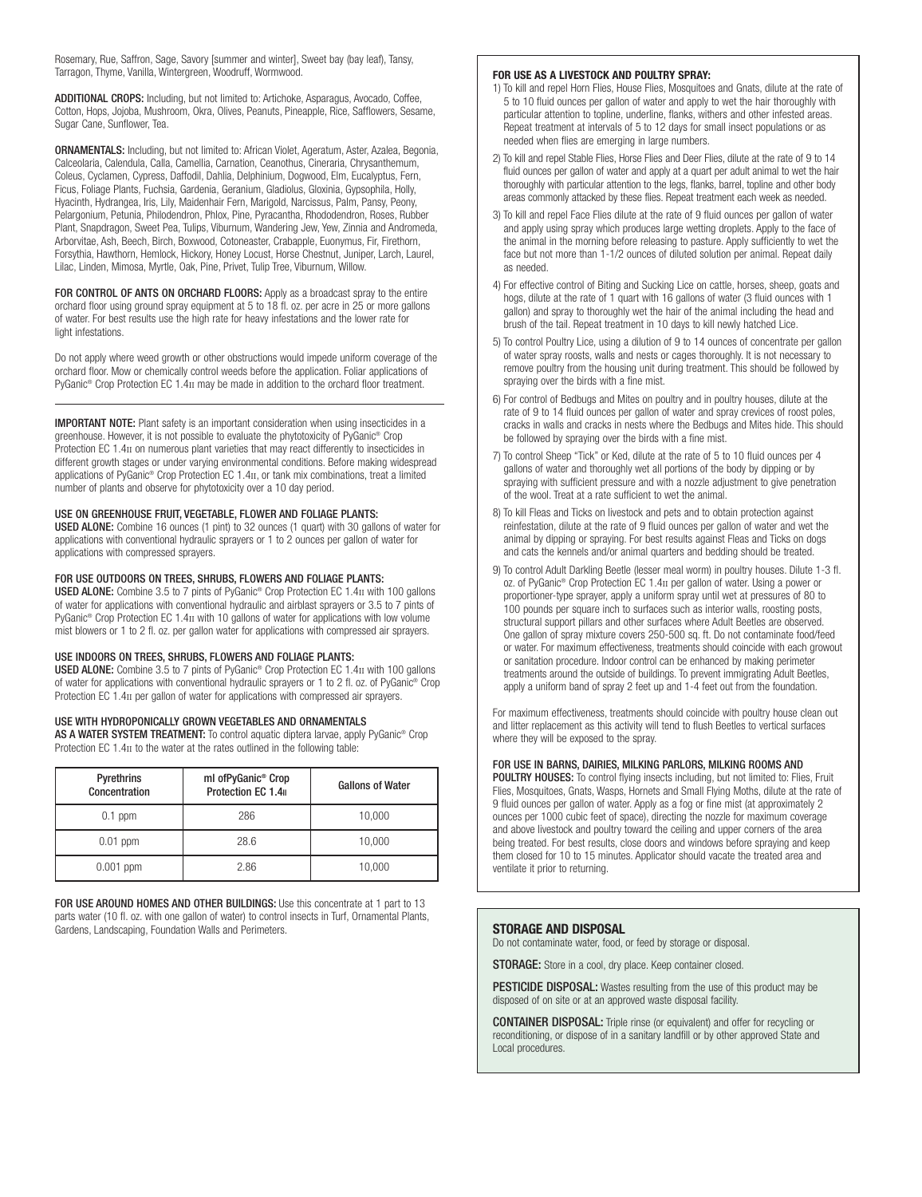Rosemary, Rue, Saffron, Sage, Savory [summer and winter], Sweet bay (bay leaf), Tansy, Tarragon, Thyme, Vanilla, Wintergreen, Woodruff, Wormwood.

**ADDITIONAL CROPS:** Including, but not limited to: Artichoke, Asparagus, Avocado, Coffee, Cotton, Hops, Jojoba, Mushroom, Okra, Olives, Peanuts, Pineapple, Rice, Safflowers, Sesame, Sugar Cane, Sunflower, Tea.

**ORNAMENTALS:** Including, but not limited to: African Violet, Ageratum, Aster, Azalea, Begonia, Calceolaria, Calendula, Calla, Camellia, Carnation, Ceanothus, Cineraria, Chrysanthemum, Coleus, Cyclamen, Cypress, Daffodil, Dahlia, Delphinium, Dogwood, Elm, Eucalyptus, Fern, Ficus, Foliage Plants, Fuchsia, Gardenia, Geranium, Gladiolus, Gloxinia, Gypsophila, Holly, Hyacinth, Hydrangea, Iris, Lily, Maidenhair Fern, Marigold, Narcissus, Palm, Pansy, Peony, Pelargonium, Petunia, Philodendron, Phlox, Pine, Pyracantha, Rhododendron, Roses, Rubber Plant, Snapdragon, Sweet Pea, Tulips, Viburnum, Wandering Jew, Yew, Zinnia and Andromeda, Arborvitae, Ash, Beech, Birch, Boxwood, Cotoneaster, Crabapple, Euonymus, Fir, Firethorn, Forsythia, Hawthorn, Hemlock, Hickory, Honey Locust, Horse Chestnut, Juniper, Larch, Laurel, Lilac, Linden, Mimosa, Myrtle, Oak, Pine, Privet, Tulip Tree, Viburnum, Willow.

**FOR CONTROL OF ANTS ON ORCHARD FLOORS:** Apply as a broadcast spray to the entire orchard floor using ground spray equipment at 5 to 18 fl. oz. per acre in 25 or more gallons of water. For best results use the high rate for heavy infestations and the lower rate for light infestations.

Do not apply where weed growth or other obstructions would impede uniform coverage of the orchard floor. Mow or chemically control weeds before the application. Foliar applications of PyGanic® Crop Protection EC 1.4II may be made in addition to the orchard floor treatment.

**IMPORTANT NOTE:** Plant safety is an important consideration when using insecticides in a greenhouse. However, it is not possible to evaluate the phytotoxicity of PyGanic® Crop Protection EC 1.4II on numerous plant varieties that may react differently to insecticides in different growth stages or under varying environmental conditions. Before making widespread applications of PyGanic® Crop Protection EC 1.4II, or tank mix combinations, treat a limited number of plants and observe for phytotoxicity over a 10 day period.

**USE ON GREENHOUSE FRUIT, VEGETABLE, FLOWER AND FOLIAGE PLANTS:**
**USED ALONE:** Combine 16 ounces (1 pint) to 32 ounces (1 quart) with 30 gallons of water for applications with conventional hydraulic sprayers or 1 to 2 ounces per gallon of water for applications with compressed sprayers.

**FOR USE OUTDOORS ON TREES, SHRUBS, FLOWERS AND FOLIAGE PLANTS:**
**USED ALONE:** Combine 3.5 to 7 pints of PyGanic® Crop Protection EC 1.4II with 100 gallons of water for applications with conventional hydraulic and airblast sprayers or 3.5 to 7 pints of PyGanic® Crop Protection EC 1.4II with 10 gallons of water for applications with low volume mist blowers or 1 to 2 fl. oz. per gallon water for applications with compressed air sprayers.

**USE INDOORS ON TREES, SHRUBS, FLOWERS AND FOLIAGE PLANTS:**
**USED ALONE:** Combine 3.5 to 7 pints of PyGanic® Crop Protection EC 1.4II with 100 gallons of water for applications with conventional hydraulic sprayers or 1 to 2 fl. oz. of PyGanic® Crop Protection EC 1.4II per gallon of water for applications with compressed air sprayers.

**USE WITH HYDROPONICALLY GROWN VEGETABLES AND ORNAMENTALS**
**AS A WATER SYSTEM TREATMENT:** To control aquatic diptera larvae, apply PyGanic® Crop Protection EC 1.4II to the water at the rates outlined in the following table:

| Pyrethrins Concentration | ml ofPyGanic® Crop Protection EC 1.4II | Gallons of Water |
|---|---|---|
| 0.1 ppm | 286 | 10,000 |
| 0.01 ppm | 28.6 | 10,000 |
| 0.001 ppm | 2.86 | 10,000 |

**FOR USE AROUND HOMES AND OTHER BUILDINGS:** Use this concentrate at 1 part to 13 parts water (10 fl. oz. with one gallon of water) to control insects in Turf, Ornamental Plants, Gardens, Landscaping, Foundation Walls and Perimeters.

**FOR USE AS A LIVESTOCK AND POULTRY SPRAY:**

1) To kill and repel Horn Flies, House Flies, Mosquitoes and Gnats, dilute at the rate of 5 to 10 fluid ounces per gallon of water and apply to wet the hair thoroughly with particular attention to topline, underline, flanks, withers and other infested areas. Repeat treatment at intervals of 5 to 12 days for small insect populations or as needed when flies are emerging in large numbers.
2) To kill and repel Stable Flies, Horse Flies and Deer Flies, dilute at the rate of 9 to 14 fluid ounces per gallon of water and apply at a quart per adult animal to wet the hair thoroughly with particular attention to the legs, flanks, barrel, topline and other body areas commonly attacked by these flies. Repeat treatment each week as needed.
3) To kill and repel Face Flies dilute at the rate of 9 fluid ounces per gallon of water and apply using spray which produces large wetting droplets. Apply to the face of the animal in the morning before releasing to pasture. Apply sufficiently to wet the face but not more than 1-1/2 ounces of diluted solution per animal. Repeat daily as needed.
4) For effective control of Biting and Sucking Lice on cattle, horses, sheep, goats and hogs, dilute at the rate of 1 quart with 16 gallons of water (3 fluid ounces with 1 gallon) and spray to thoroughly wet the hair of the animal including the head and brush of the tail. Repeat treatment in 10 days to kill newly hatched Lice.
5) To control Poultry Lice, using a dilution of 9 to 14 ounces of concentrate per gallon of water spray roosts, walls and nests or cages thoroughly. It is not necessary to remove poultry from the housing unit during treatment. This should be followed by spraying over the birds with a fine mist.
6) For control of Bedbugs and Mites on poultry and in poultry houses, dilute at the rate of 9 to 14 fluid ounces per gallon of water and spray crevices of roost poles, cracks in walls and cracks in nests where the Bedbugs and Mites hide. This should be followed by spraying over the birds with a fine mist.
7) To control Sheep "Tick" or Ked, dilute at the rate of 5 to 10 fluid ounces per 4 gallons of water and thoroughly wet all portions of the body by dipping or by spraying with sufficient pressure and with a nozzle adjustment to give penetration of the wool. Treat at a rate sufficient to wet the animal.
8) To kill Fleas and Ticks on livestock and pets and to obtain protection against reinfestation, dilute at the rate of 9 fluid ounces per gallon of water and wet the animal by dipping or spraying. For best results against Fleas and Ticks on dogs and cats the kennels and/or animal quarters and bedding should be treated.
9) To control Adult Darkling Beetle (lesser meal worm) in poultry houses. Dilute 1-3 fl. oz. of PyGanic® Crop Protection EC 1.4II per gallon of water. Using a power or proportioner-type sprayer, apply a uniform spray until wet at pressures of 80 to 100 pounds per square inch to surfaces such as interior walls, roosting posts, structural support pillars and other surfaces where Adult Beetles are observed. One gallon of spray mixture covers 250-500 sq. ft. Do not contaminate food/feed or water. For maximum effectiveness, treatments should coincide with each growout or sanitation procedure. Indoor control can be enhanced by making perimeter treatments around the outside of buildings. To prevent immigrating Adult Beetles, apply a uniform band of spray 2 feet up and 1-4 feet out from the foundation.

For maximum effectiveness, treatments should coincide with poultry house clean out and litter replacement as this activity will tend to flush Beetles to vertical surfaces where they will be exposed to the spray.

**FOR USE IN BARNS, DAIRIES, MILKING PARLORS, MILKING ROOMS AND POULTRY HOUSES:** To control flying insects including, but not limited to: Flies, Fruit Flies, Mosquitoes, Gnats, Wasps, Hornets and Small Flying Moths, dilute at the rate of 9 fluid ounces per gallon of water. Apply as a fog or fine mist (at approximately 2 ounces per 1000 cubic feet of space), directing the nozzle for maximum coverage and above livestock and poultry toward the ceiling and upper corners of the area being treated. For best results, close doors and windows before spraying and keep them closed for 10 to 15 minutes. Applicator should vacate the treated area and ventilate it prior to returning.

## STORAGE AND DISPOSAL

Do not contaminate water, food, or feed by storage or disposal.

**STORAGE:** Store in a cool, dry place. Keep container closed.

**PESTICIDE DISPOSAL:** Wastes resulting from the use of this product may be disposed of on site or at an approved waste disposal facility.

**CONTAINER DISPOSAL:** Triple rinse (or equivalent) and offer for recycling or reconditioning, or dispose of in a sanitary landfill or by other approved State and Local procedures.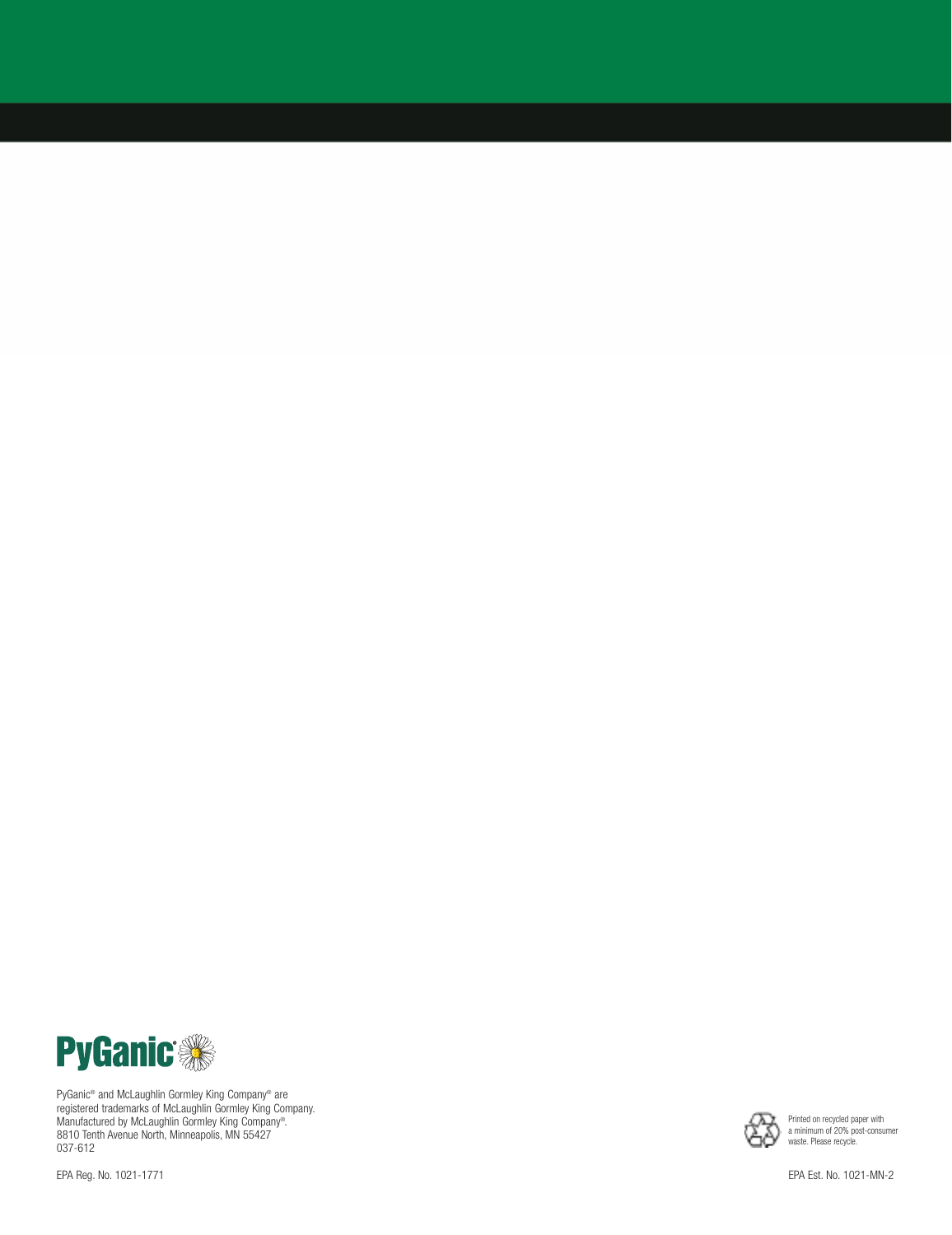PyGanic®

PyGanic® and McLaughlin Gormley King Company® are registered trademarks of McLaughlin Gormley King Company.
Manufactured by McLaughlin Gormley King Company®.
8810 Tenth Avenue North, Minneapolis, MN 55427
037-612

Printed on recycled paper with a minimum of 20% post-consumer waste. Please recycle.

EPA Reg. No. 1021-1771

EPA Est. No. 1021-MN-2